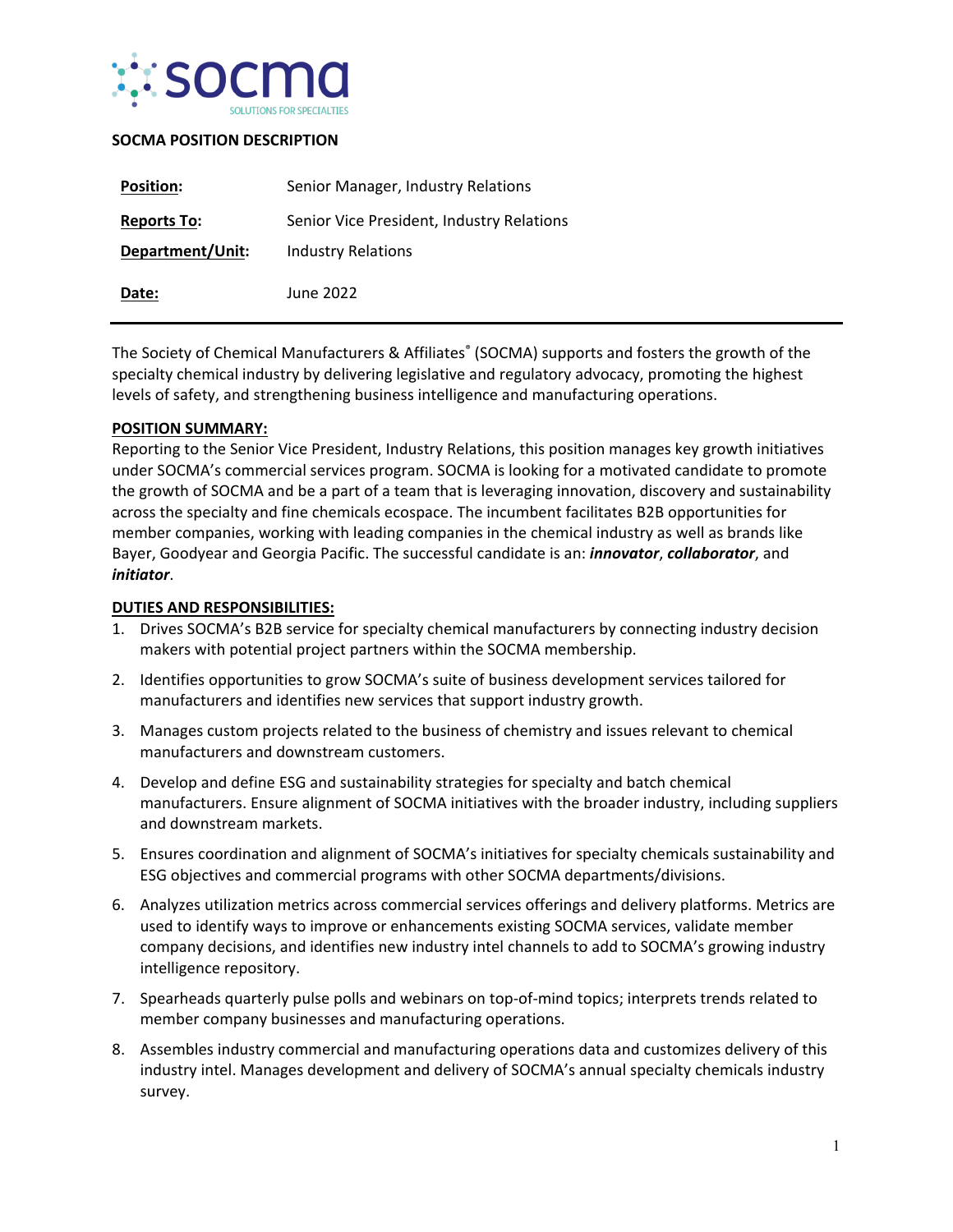socma

SOLUTIONS FOR SPECIALTIES

**SOCMA POSITION DESCRIPTION**

| | |
|---|---|
| **Position:** | Senior Manager, Industry Relations |
| **Reports To:** | Senior Vice President, Industry Relations |
| **Department/Unit:** | Industry Relations |
| **Date:** | June 2022 |

The Society of Chemical Manufacturers & Affiliates® (SOCMA) supports and fosters the growth of the specialty chemical industry by delivering legislative and regulatory advocacy, promoting the highest levels of safety, and strengthening business intelligence and manufacturing operations.

**POSITION SUMMARY:**

Reporting to the Senior Vice President, Industry Relations, this position manages key growth initiatives under SOCMA's commercial services program. SOCMA is looking for a motivated candidate to promote the growth of SOCMA and be a part of a team that is leveraging innovation, discovery and sustainability across the specialty and fine chemicals ecospace. The incumbent facilitates B2B opportunities for member companies, working with leading companies in the chemical industry as well as brands like Bayer, Goodyear and Georgia Pacific. The successful candidate is an: ***innovator***, ***collaborator***, and ***initiator***.

**DUTIES AND RESPONSIBILITIES:**

1. Drives SOCMA's B2B service for specialty chemical manufacturers by connecting industry decision makers with potential project partners within the SOCMA membership.
2. Identifies opportunities to grow SOCMA's suite of business development services tailored for manufacturers and identifies new services that support industry growth.
3. Manages custom projects related to the business of chemistry and issues relevant to chemical manufacturers and downstream customers.
4. Develop and define ESG and sustainability strategies for specialty and batch chemical manufacturers. Ensure alignment of SOCMA initiatives with the broader industry, including suppliers and downstream markets.
5. Ensures coordination and alignment of SOCMA's initiatives for specialty chemicals sustainability and ESG objectives and commercial programs with other SOCMA departments/divisions.
6. Analyzes utilization metrics across commercial services offerings and delivery platforms. Metrics are used to identify ways to improve or enhancements existing SOCMA services, validate member company decisions, and identifies new industry intel channels to add to SOCMA's growing industry intelligence repository.
7. Spearheads quarterly pulse polls and webinars on top-of-mind topics; interprets trends related to member company businesses and manufacturing operations.
8. Assembles industry commercial and manufacturing operations data and customizes delivery of this industry intel. Manages development and delivery of SOCMA's annual specialty chemicals industry survey.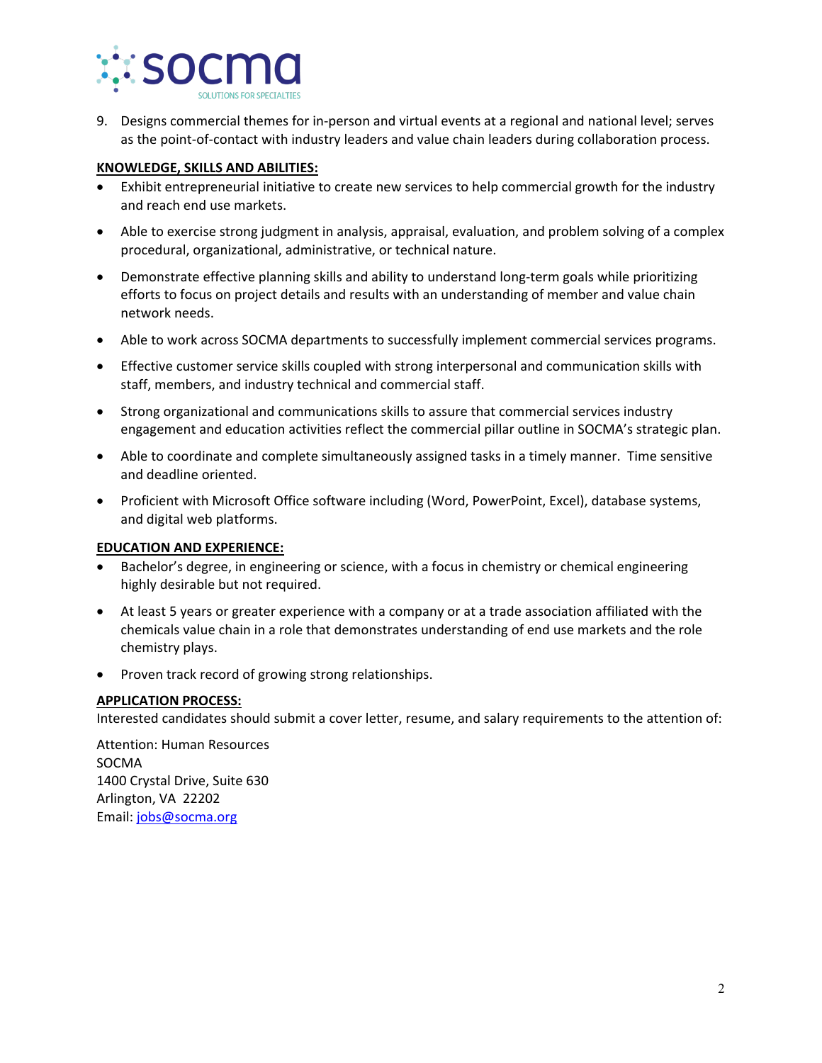9. Designs commercial themes for in-person and virtual events at a regional and national level; serves as the point-of-contact with industry leaders and value chain leaders during collaboration process.

**KNOWLEDGE, SKILLS AND ABILITIES:**

- Exhibit entrepreneurial initiative to create new services to help commercial growth for the industry and reach end use markets.
- Able to exercise strong judgment in analysis, appraisal, evaluation, and problem solving of a complex procedural, organizational, administrative, or technical nature.
- Demonstrate effective planning skills and ability to understand long-term goals while prioritizing efforts to focus on project details and results with an understanding of member and value chain network needs.
- Able to work across SOCMA departments to successfully implement commercial services programs.
- Effective customer service skills coupled with strong interpersonal and communication skills with staff, members, and industry technical and commercial staff.
- Strong organizational and communications skills to assure that commercial services industry engagement and education activities reflect the commercial pillar outline in SOCMA's strategic plan.
- Able to coordinate and complete simultaneously assigned tasks in a timely manner. Time sensitive and deadline oriented.
- Proficient with Microsoft Office software including (Word, PowerPoint, Excel), database systems, and digital web platforms.

**EDUCATION AND EXPERIENCE:**

- Bachelor's degree, in engineering or science, with a focus in chemistry or chemical engineering highly desirable but not required.
- At least 5 years or greater experience with a company or at a trade association affiliated with the chemicals value chain in a role that demonstrates understanding of end use markets and the role chemistry plays.
- Proven track record of growing strong relationships.

**APPLICATION PROCESS:**

Interested candidates should submit a cover letter, resume, and salary requirements to the attention of:

Attention: Human Resources
SOCMA
1400 Crystal Drive, Suite 630
Arlington, VA 22202
Email: jobs@socma.org